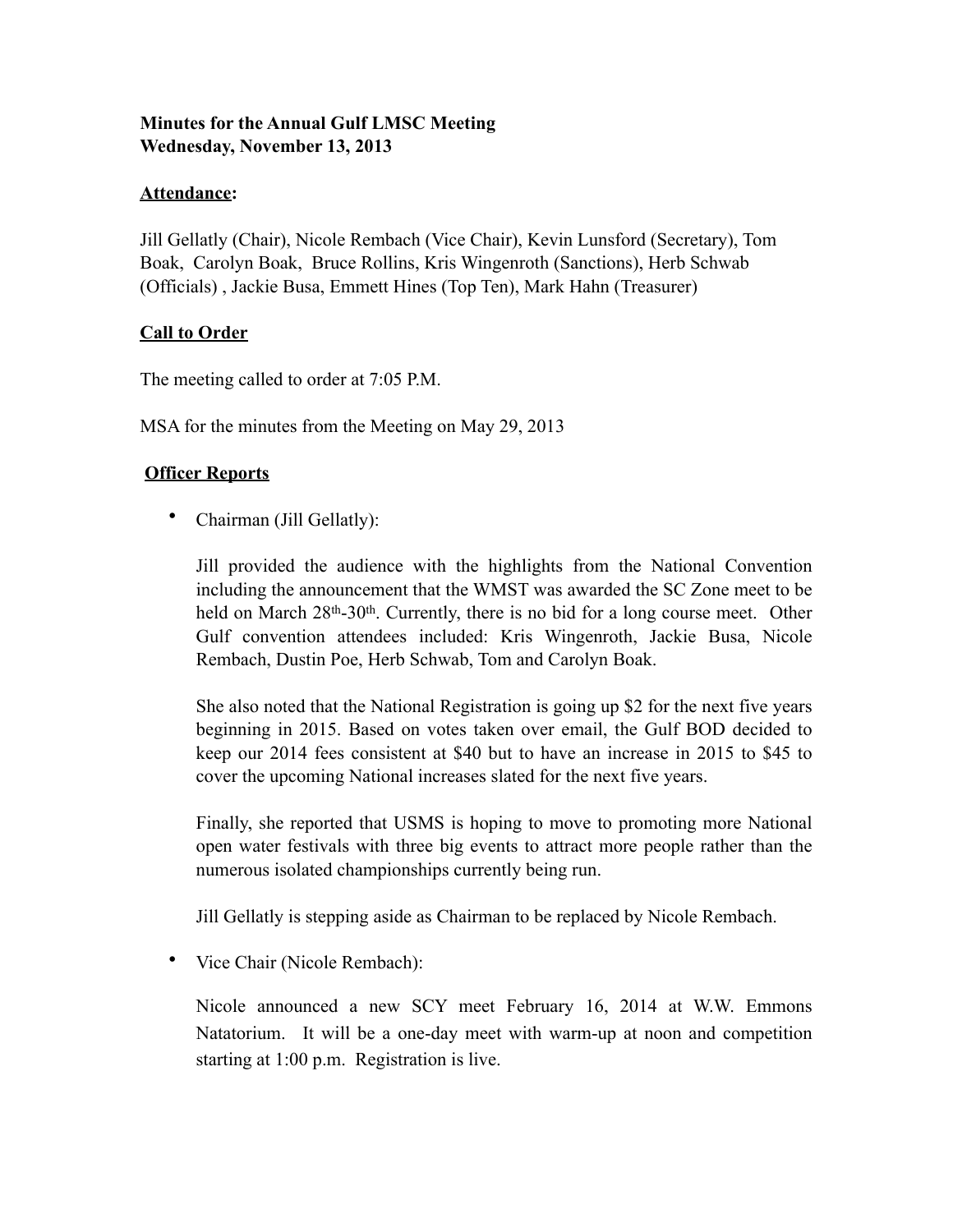**Minutes for the Annual Gulf LMSC Meeting**
**Wednesday, November 13, 2013**

**Attendance:**

Jill Gellatly (Chair), Nicole Rembach (Vice Chair), Kevin Lunsford (Secretary), Tom Boak, Carolyn Boak, Bruce Rollins, Kris Wingenroth (Sanctions), Herb Schwab (Officials) , Jackie Busa, Emmett Hines (Top Ten), Mark Hahn (Treasurer)

**Call to Order**

The meeting called to order at 7:05 P.M.

MSA for the minutes from the Meeting on May 29, 2013

**Officer Reports**

- Chairman (Jill Gellatly):

  Jill provided the audience with the highlights from the National Convention including the announcement that the WMST was awarded the SC Zone meet to be held on March 28th-30th. Currently, there is no bid for a long course meet. Other Gulf convention attendees included: Kris Wingenroth, Jackie Busa, Nicole Rembach, Dustin Poe, Herb Schwab, Tom and Carolyn Boak.

  She also noted that the National Registration is going up $2 for the next five years beginning in 2015. Based on votes taken over email, the Gulf BOD decided to keep our 2014 fees consistent at $40 but to have an increase in 2015 to $45 to cover the upcoming National increases slated for the next five years.

  Finally, she reported that USMS is hoping to move to promoting more National open water festivals with three big events to attract more people rather than the numerous isolated championships currently being run.

  Jill Gellatly is stepping aside as Chairman to be replaced by Nicole Rembach.

- Vice Chair (Nicole Rembach):

  Nicole announced a new SCY meet February 16, 2014 at W.W. Emmons Natatorium. It will be a one-day meet with warm-up at noon and competition starting at 1:00 p.m. Registration is live.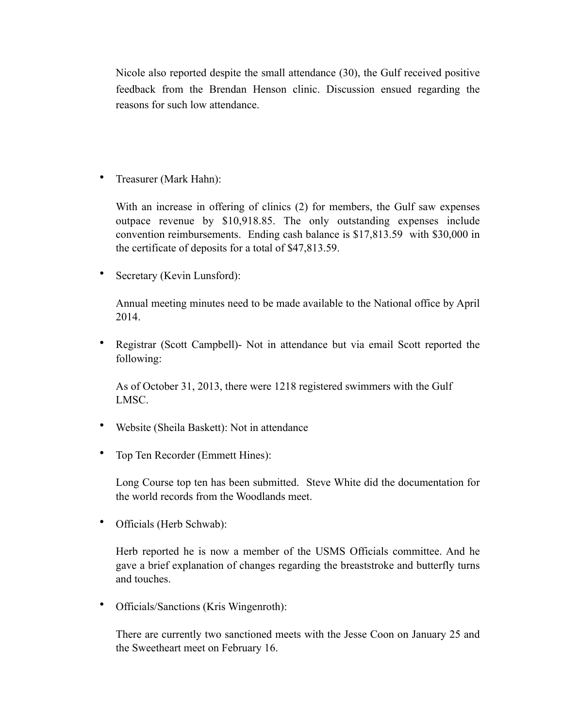Nicole also reported despite the small attendance (30), the Gulf received positive feedback from the Brendan Henson clinic. Discussion ensued regarding the reasons for such low attendance.

- Treasurer (Mark Hahn):

  With an increase in offering of clinics (2) for members, the Gulf saw expenses outpace revenue by $10,918.85. The only outstanding expenses include convention reimbursements. Ending cash balance is $17,813.59 with $30,000 in the certificate of deposits for a total of $47,813.59.

- Secretary (Kevin Lunsford):

  Annual meeting minutes need to be made available to the National office by April 2014.

- Registrar (Scott Campbell)- Not in attendance but via email Scott reported the following:

  As of October 31, 2013, there were 1218 registered swimmers with the Gulf LMSC.

- Website (Sheila Baskett): Not in attendance

- Top Ten Recorder (Emmett Hines):

  Long Course top ten has been submitted. Steve White did the documentation for the world records from the Woodlands meet.

- Officials (Herb Schwab):

  Herb reported he is now a member of the USMS Officials committee. And he gave a brief explanation of changes regarding the breaststroke and butterfly turns and touches.

- Officials/Sanctions (Kris Wingenroth):

  There are currently two sanctioned meets with the Jesse Coon on January 25 and the Sweetheart meet on February 16.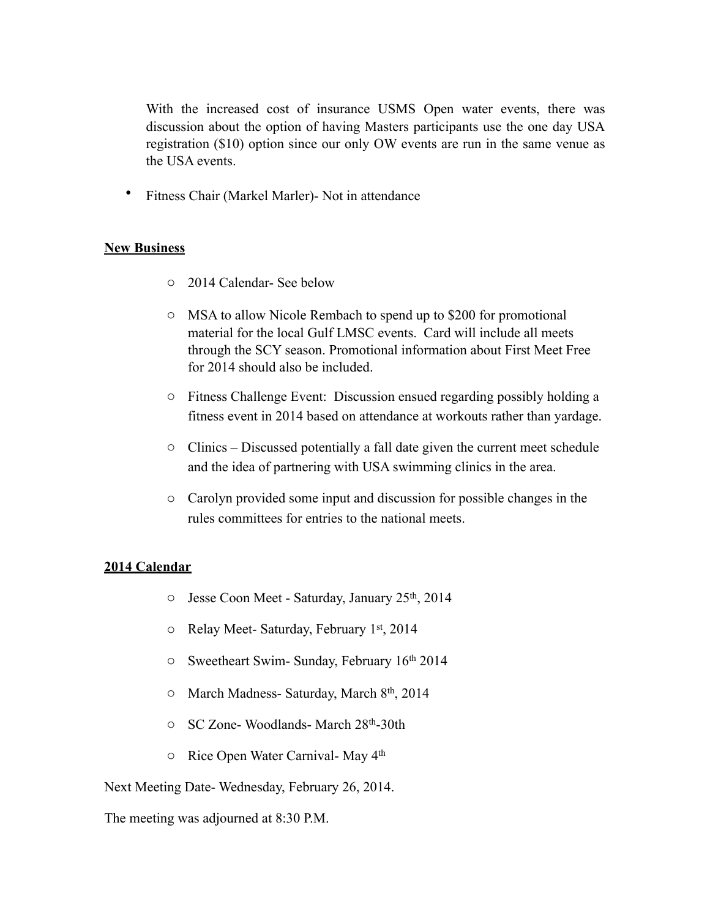With the increased cost of insurance USMS Open water events, there was discussion about the option of having Masters participants use the one day USA registration ($10) option since our only OW events are run in the same venue as the USA events.

- Fitness Chair (Markel Marler)- Not in attendance

**New Business**

- 2014 Calendar- See below
- MSA to allow Nicole Rembach to spend up to $200 for promotional material for the local Gulf LMSC events. Card will include all meets through the SCY season. Promotional information about First Meet Free for 2014 should also be included.
- Fitness Challenge Event: Discussion ensued regarding possibly holding a fitness event in 2014 based on attendance at workouts rather than yardage.
- Clinics – Discussed potentially a fall date given the current meet schedule and the idea of partnering with USA swimming clinics in the area.
- Carolyn provided some input and discussion for possible changes in the rules committees for entries to the national meets.

**2014 Calendar**

- Jesse Coon Meet - Saturday, January 25th, 2014
- Relay Meet- Saturday, February 1st, 2014
- Sweetheart Swim- Sunday, February 16th 2014
- March Madness- Saturday, March 8th, 2014
- SC Zone- Woodlands- March 28th-30th
- Rice Open Water Carnival- May 4th

Next Meeting Date- Wednesday, February 26, 2014.

The meeting was adjourned at 8:30 P.M.